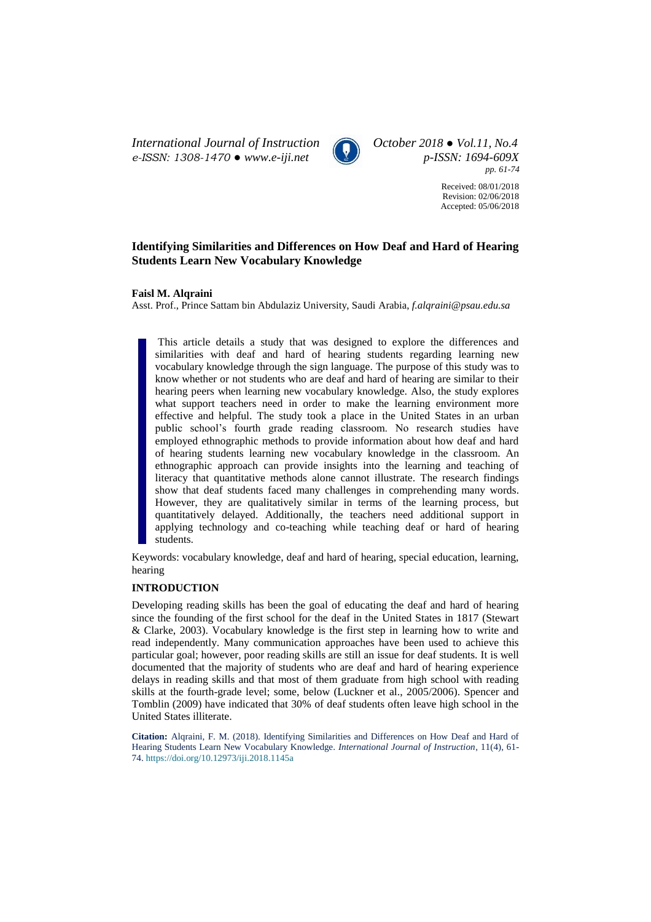# Identifying Similarities and Differences on How Deaf and Hard of Hearing Students Learn New Vocabulary Knowledge

**Faisl M. Alqraini**

Asst. Prof., Prince Sattam bin Abdulaziz University, Saudi Arabia, *f.alqraini@psau.edu.sa*

Received: 08/01/2018
Revision: 02/06/2018
Accepted: 05/06/2018

This article details a study that was designed to explore the differences and similarities with deaf and hard of hearing students regarding learning new vocabulary knowledge through the sign language. The purpose of this study was to know whether or not students who are deaf and hard of hearing are similar to their hearing peers when learning new vocabulary knowledge. Also, the study explores what support teachers need in order to make the learning environment more effective and helpful. The study took a place in the United States in an urban public school's fourth grade reading classroom. No research studies have employed ethnographic methods to provide information about how deaf and hard of hearing students learning new vocabulary knowledge in the classroom. An ethnographic approach can provide insights into the learning and teaching of literacy that quantitative methods alone cannot illustrate. The research findings show that deaf students faced many challenges in comprehending many words. However, they are qualitatively similar in terms of the learning process, but quantitatively delayed. Additionally, the teachers need additional support in applying technology and co-teaching while teaching deaf or hard of hearing students.

Keywords: vocabulary knowledge, deaf and hard of hearing, special education, learning, hearing

## INTRODUCTION

Developing reading skills has been the goal of educating the deaf and hard of hearing since the founding of the first school for the deaf in the United States in 1817 (Stewart & Clarke, 2003). Vocabulary knowledge is the first step in learning how to write and read independently. Many communication approaches have been used to achieve this particular goal; however, poor reading skills are still an issue for deaf students. It is well documented that the majority of students who are deaf and hard of hearing experience delays in reading skills and that most of them graduate from high school with reading skills at the fourth-grade level; some, below (Luckner et al., 2005/2006). Spencer and Tomblin (2009) have indicated that 30% of deaf students often leave high school in the United States illiterate.

**Citation:** Alqraini, F. M. (2018). Identifying Similarities and Differences on How Deaf and Hard of Hearing Students Learn New Vocabulary Knowledge. *International Journal of Instruction*, 11(4), 61-74. https://doi.org/10.12973/iji.2018.1145a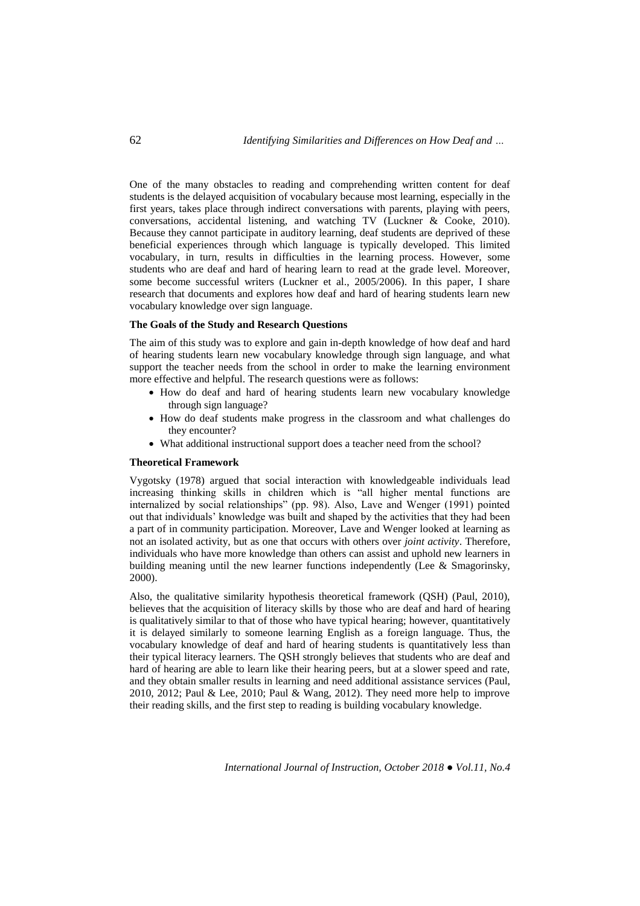One of the many obstacles to reading and comprehending written content for deaf students is the delayed acquisition of vocabulary because most learning, especially in the first years, takes place through indirect conversations with parents, playing with peers, conversations, accidental listening, and watching TV (Luckner & Cooke, 2010). Because they cannot participate in auditory learning, deaf students are deprived of these beneficial experiences through which language is typically developed. This limited vocabulary, in turn, results in difficulties in the learning process. However, some students who are deaf and hard of hearing learn to read at the grade level. Moreover, some become successful writers (Luckner et al., 2005/2006). In this paper, I share research that documents and explores how deaf and hard of hearing students learn new vocabulary knowledge over sign language.

**The Goals of the Study and Research Questions**

The aim of this study was to explore and gain in-depth knowledge of how deaf and hard of hearing students learn new vocabulary knowledge through sign language, and what support the teacher needs from the school in order to make the learning environment more effective and helpful. The research questions were as follows:

- How do deaf and hard of hearing students learn new vocabulary knowledge through sign language?
- How do deaf students make progress in the classroom and what challenges do they encounter?
- What additional instructional support does a teacher need from the school?

**Theoretical Framework**

Vygotsky (1978) argued that social interaction with knowledgeable individuals lead increasing thinking skills in children which is "all higher mental functions are internalized by social relationships" (pp. 98). Also, Lave and Wenger (1991) pointed out that individuals' knowledge was built and shaped by the activities that they had been a part of in community participation. Moreover, Lave and Wenger looked at learning as not an isolated activity, but as one that occurs with others over *joint activity*. Therefore, individuals who have more knowledge than others can assist and uphold new learners in building meaning until the new learner functions independently (Lee & Smagorinsky, 2000).

Also, the qualitative similarity hypothesis theoretical framework (QSH) (Paul, 2010), believes that the acquisition of literacy skills by those who are deaf and hard of hearing is qualitatively similar to that of those who have typical hearing; however, quantitatively it is delayed similarly to someone learning English as a foreign language. Thus, the vocabulary knowledge of deaf and hard of hearing students is quantitatively less than their typical literacy learners. The QSH strongly believes that students who are deaf and hard of hearing are able to learn like their hearing peers, but at a slower speed and rate, and they obtain smaller results in learning and need additional assistance services (Paul, 2010, 2012; Paul & Lee, 2010; Paul & Wang, 2012). They need more help to improve their reading skills, and the first step to reading is building vocabulary knowledge.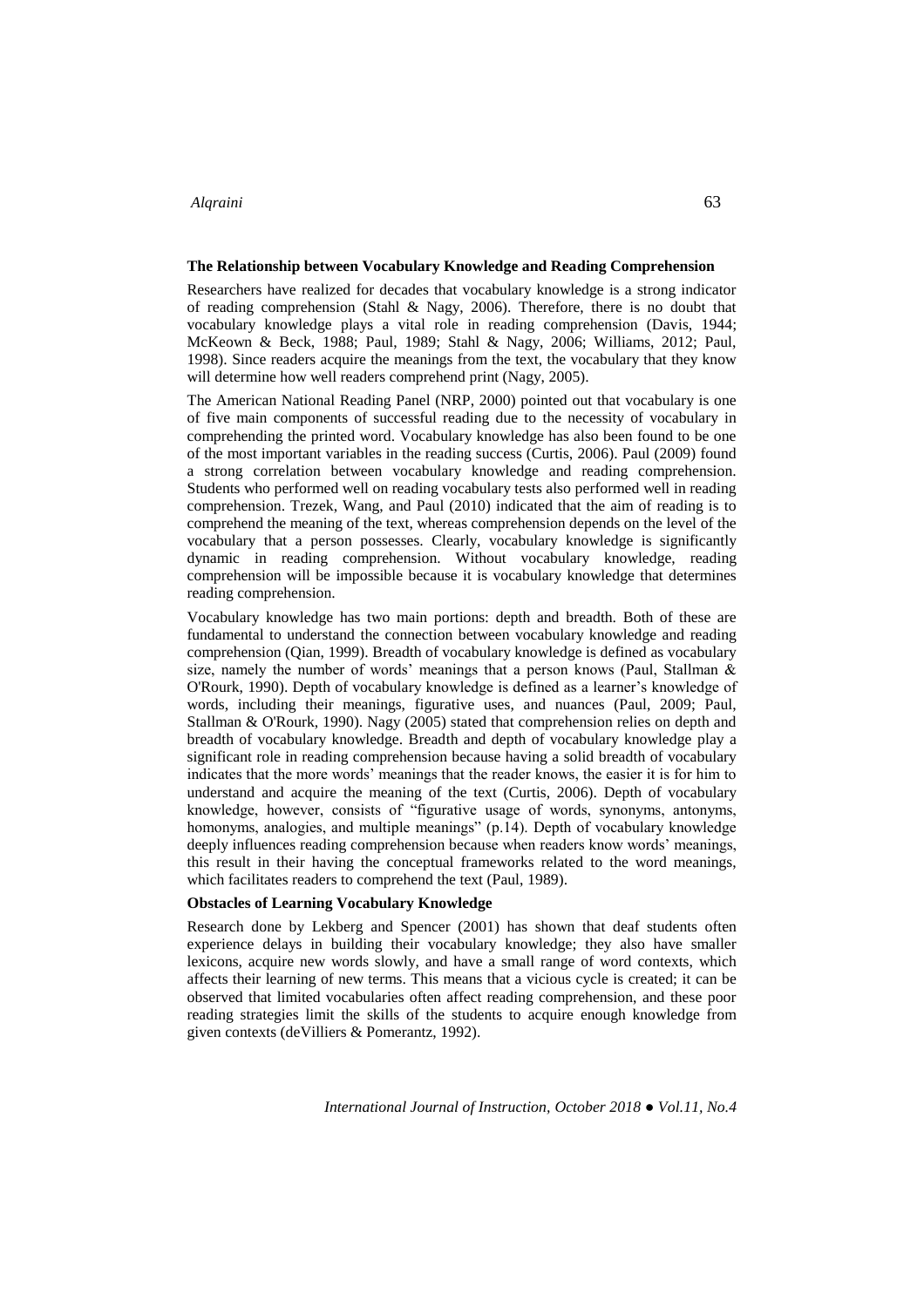**The Relationship between Vocabulary Knowledge and Reading Comprehension**

Researchers have realized for decades that vocabulary knowledge is a strong indicator of reading comprehension (Stahl & Nagy, 2006). Therefore, there is no doubt that vocabulary knowledge plays a vital role in reading comprehension (Davis, 1944; McKeown & Beck, 1988; Paul, 1989; Stahl & Nagy, 2006; Williams, 2012; Paul, 1998). Since readers acquire the meanings from the text, the vocabulary that they know will determine how well readers comprehend print (Nagy, 2005).

The American National Reading Panel (NRP, 2000) pointed out that vocabulary is one of five main components of successful reading due to the necessity of vocabulary in comprehending the printed word. Vocabulary knowledge has also been found to be one of the most important variables in the reading success (Curtis, 2006). Paul (2009) found a strong correlation between vocabulary knowledge and reading comprehension. Students who performed well on reading vocabulary tests also performed well in reading comprehension. Trezek, Wang, and Paul (2010) indicated that the aim of reading is to comprehend the meaning of the text, whereas comprehension depends on the level of the vocabulary that a person possesses. Clearly, vocabulary knowledge is significantly dynamic in reading comprehension. Without vocabulary knowledge, reading comprehension will be impossible because it is vocabulary knowledge that determines reading comprehension.

Vocabulary knowledge has two main portions: depth and breadth. Both of these are fundamental to understand the connection between vocabulary knowledge and reading comprehension (Qian, 1999). Breadth of vocabulary knowledge is defined as vocabulary size, namely the number of words' meanings that a person knows (Paul, Stallman & O'Rourk, 1990). Depth of vocabulary knowledge is defined as a learner's knowledge of words, including their meanings, figurative uses, and nuances (Paul, 2009; Paul, Stallman & O'Rourk, 1990). Nagy (2005) stated that comprehension relies on depth and breadth of vocabulary knowledge. Breadth and depth of vocabulary knowledge play a significant role in reading comprehension because having a solid breadth of vocabulary indicates that the more words' meanings that the reader knows, the easier it is for him to understand and acquire the meaning of the text (Curtis, 2006). Depth of vocabulary knowledge, however, consists of "figurative usage of words, synonyms, antonyms, homonyms, analogies, and multiple meanings" (p.14). Depth of vocabulary knowledge deeply influences reading comprehension because when readers know words' meanings, this result in their having the conceptual frameworks related to the word meanings, which facilitates readers to comprehend the text (Paul, 1989).

**Obstacles of Learning Vocabulary Knowledge**

Research done by Lekberg and Spencer (2001) has shown that deaf students often experience delays in building their vocabulary knowledge; they also have smaller lexicons, acquire new words slowly, and have a small range of word contexts, which affects their learning of new terms. This means that a vicious cycle is created; it can be observed that limited vocabularies often affect reading comprehension, and these poor reading strategies limit the skills of the students to acquire enough knowledge from given contexts (deVilliers & Pomerantz, 1992).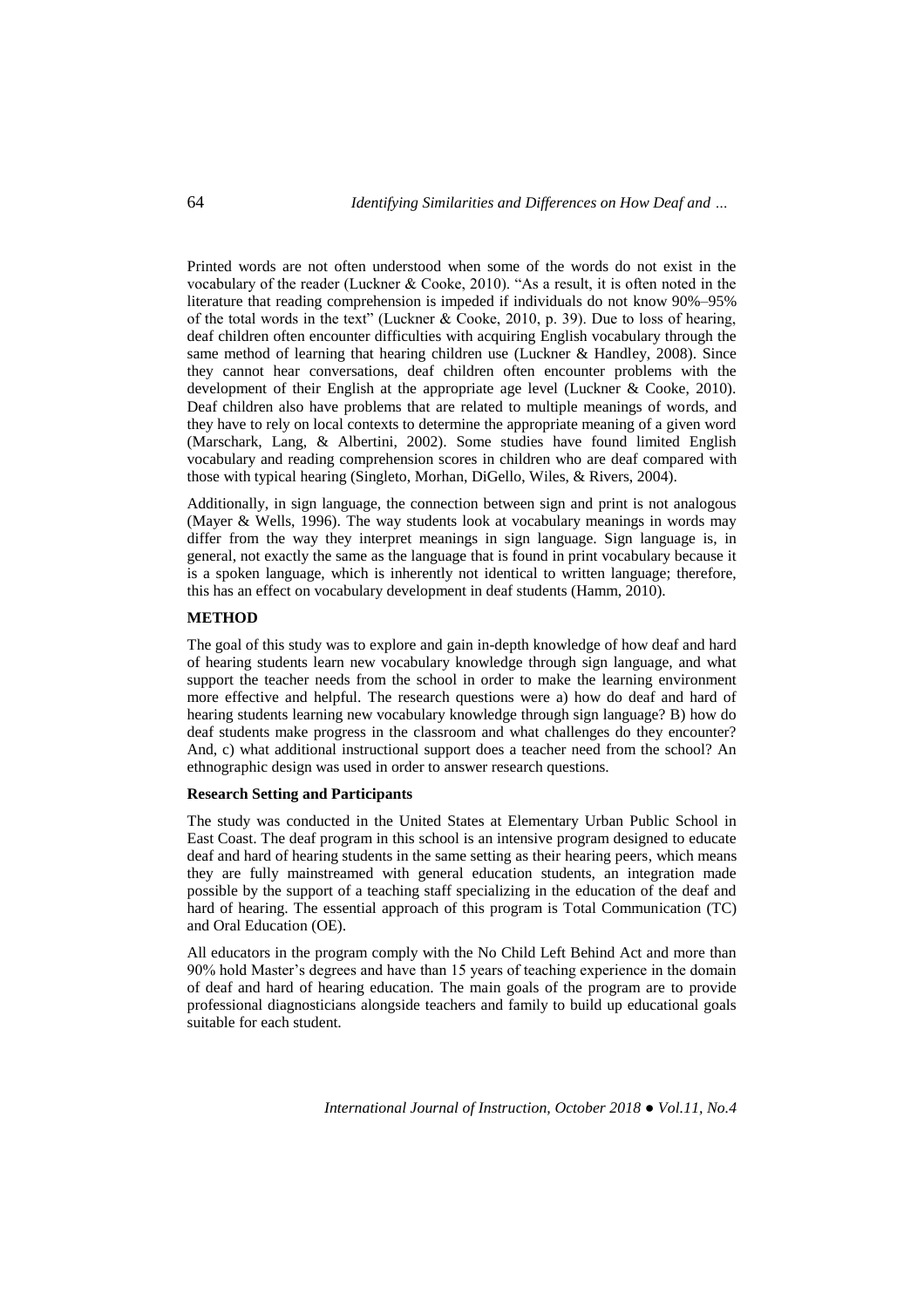Printed words are not often understood when some of the words do not exist in the vocabulary of the reader (Luckner & Cooke, 2010). "As a result, it is often noted in the literature that reading comprehension is impeded if individuals do not know 90%–95% of the total words in the text" (Luckner & Cooke, 2010, p. 39). Due to loss of hearing, deaf children often encounter difficulties with acquiring English vocabulary through the same method of learning that hearing children use (Luckner & Handley, 2008). Since they cannot hear conversations, deaf children often encounter problems with the development of their English at the appropriate age level (Luckner & Cooke, 2010). Deaf children also have problems that are related to multiple meanings of words, and they have to rely on local contexts to determine the appropriate meaning of a given word (Marschark, Lang, & Albertini, 2002). Some studies have found limited English vocabulary and reading comprehension scores in children who are deaf compared with those with typical hearing (Singleto, Morhan, DiGello, Wiles, & Rivers, 2004).

Additionally, in sign language, the connection between sign and print is not analogous (Mayer & Wells, 1996). The way students look at vocabulary meanings in words may differ from the way they interpret meanings in sign language. Sign language is, in general, not exactly the same as the language that is found in print vocabulary because it is a spoken language, which is inherently not identical to written language; therefore, this has an effect on vocabulary development in deaf students (Hamm, 2010).

## METHOD

The goal of this study was to explore and gain in-depth knowledge of how deaf and hard of hearing students learn new vocabulary knowledge through sign language, and what support the teacher needs from the school in order to make the learning environment more effective and helpful. The research questions were a) how do deaf and hard of hearing students learning new vocabulary knowledge through sign language? B) how do deaf students make progress in the classroom and what challenges do they encounter? And, c) what additional instructional support does a teacher need from the school? An ethnographic design was used in order to answer research questions.

### Research Setting and Participants

The study was conducted in the United States at Elementary Urban Public School in East Coast. The deaf program in this school is an intensive program designed to educate deaf and hard of hearing students in the same setting as their hearing peers, which means they are fully mainstreamed with general education students, an integration made possible by the support of a teaching staff specializing in the education of the deaf and hard of hearing. The essential approach of this program is Total Communication (TC) and Oral Education (OE).

All educators in the program comply with the No Child Left Behind Act and more than 90% hold Master's degrees and have than 15 years of teaching experience in the domain of deaf and hard of hearing education. The main goals of the program are to provide professional diagnosticians alongside teachers and family to build up educational goals suitable for each student.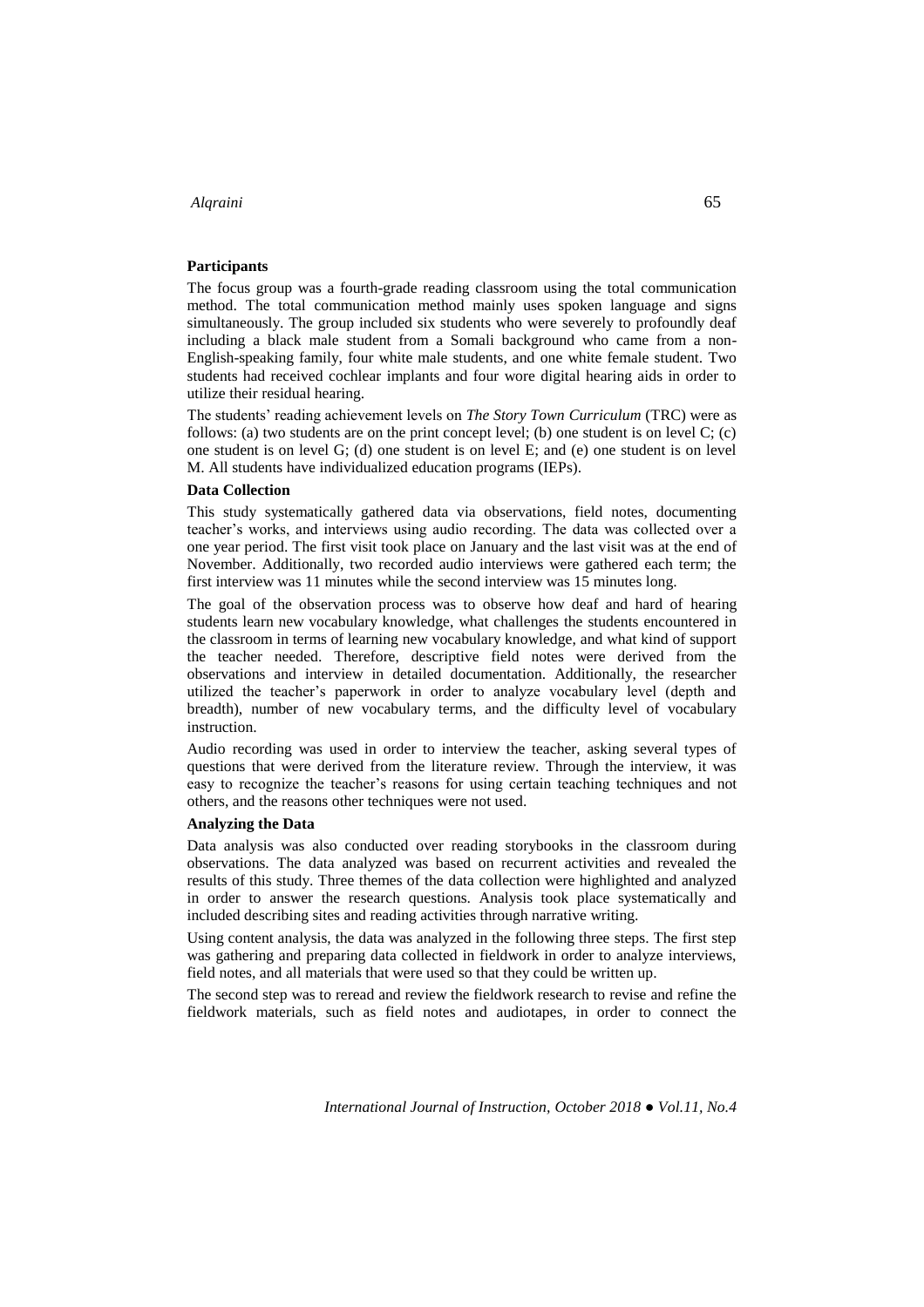**Participants**

The focus group was a fourth-grade reading classroom using the total communication method. The total communication method mainly uses spoken language and signs simultaneously. The group included six students who were severely to profoundly deaf including a black male student from a Somali background who came from a non-English-speaking family, four white male students, and one white female student. Two students had received cochlear implants and four wore digital hearing aids in order to utilize their residual hearing.

The students' reading achievement levels on *The Story Town Curriculum* (TRC) were as follows: (a) two students are on the print concept level; (b) one student is on level C; (c) one student is on level G; (d) one student is on level E; and (e) one student is on level M. All students have individualized education programs (IEPs).

**Data Collection**

This study systematically gathered data via observations, field notes, documenting teacher's works, and interviews using audio recording. The data was collected over a one year period. The first visit took place on January and the last visit was at the end of November. Additionally, two recorded audio interviews were gathered each term; the first interview was 11 minutes while the second interview was 15 minutes long.

The goal of the observation process was to observe how deaf and hard of hearing students learn new vocabulary knowledge, what challenges the students encountered in the classroom in terms of learning new vocabulary knowledge, and what kind of support the teacher needed. Therefore, descriptive field notes were derived from the observations and interview in detailed documentation. Additionally, the researcher utilized the teacher's paperwork in order to analyze vocabulary level (depth and breadth), number of new vocabulary terms, and the difficulty level of vocabulary instruction.

Audio recording was used in order to interview the teacher, asking several types of questions that were derived from the literature review. Through the interview, it was easy to recognize the teacher's reasons for using certain teaching techniques and not others, and the reasons other techniques were not used.

**Analyzing the Data**

Data analysis was also conducted over reading storybooks in the classroom during observations. The data analyzed was based on recurrent activities and revealed the results of this study. Three themes of the data collection were highlighted and analyzed in order to answer the research questions. Analysis took place systematically and included describing sites and reading activities through narrative writing.

Using content analysis, the data was analyzed in the following three steps. The first step was gathering and preparing data collected in fieldwork in order to analyze interviews, field notes, and all materials that were used so that they could be written up.

The second step was to reread and review the fieldwork research to revise and refine the fieldwork materials, such as field notes and audiotapes, in order to connect the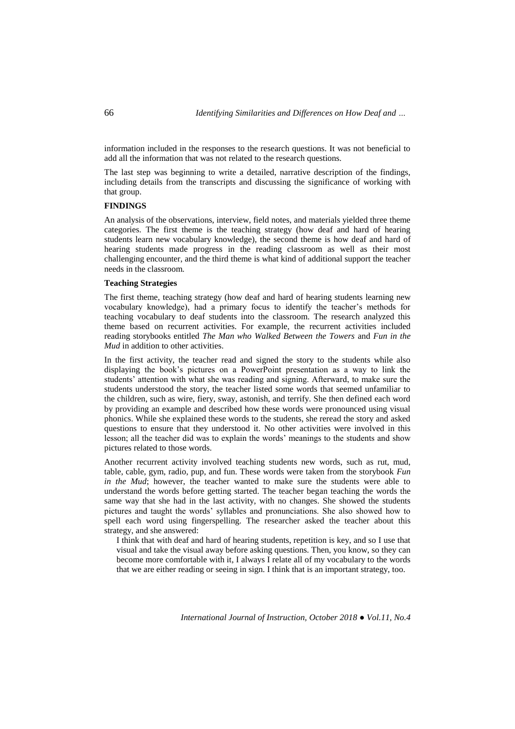information included in the responses to the research questions. It was not beneficial to add all the information that was not related to the research questions.

The last step was beginning to write a detailed, narrative description of the findings, including details from the transcripts and discussing the significance of working with that group.

## FINDINGS

An analysis of the observations, interview, field notes, and materials yielded three theme categories. The first theme is the teaching strategy (how deaf and hard of hearing students learn new vocabulary knowledge), the second theme is how deaf and hard of hearing students made progress in the reading classroom as well as their most challenging encounter, and the third theme is what kind of additional support the teacher needs in the classroom.

### Teaching Strategies

The first theme, teaching strategy (how deaf and hard of hearing students learning new vocabulary knowledge), had a primary focus to identify the teacher's methods for teaching vocabulary to deaf students into the classroom. The research analyzed this theme based on recurrent activities. For example, the recurrent activities included reading storybooks entitled *The Man who Walked Between the Towers* and *Fun in the Mud* in addition to other activities.

In the first activity, the teacher read and signed the story to the students while also displaying the book's pictures on a PowerPoint presentation as a way to link the students' attention with what she was reading and signing. Afterward, to make sure the students understood the story, the teacher listed some words that seemed unfamiliar to the children, such as wire, fiery, sway, astonish, and terrify. She then defined each word by providing an example and described how these words were pronounced using visual phonics. While she explained these words to the students, she reread the story and asked questions to ensure that they understood it. No other activities were involved in this lesson; all the teacher did was to explain the words' meanings to the students and show pictures related to those words.

Another recurrent activity involved teaching students new words, such as rut, mud, table, cable, gym, radio, pup, and fun. These words were taken from the storybook *Fun in the Mud*; however, the teacher wanted to make sure the students were able to understand the words before getting started. The teacher began teaching the words the same way that she had in the last activity, with no changes. She showed the students pictures and taught the words' syllables and pronunciations. She also showed how to spell each word using fingerspelling. The researcher asked the teacher about this strategy, and she answered:

> I think that with deaf and hard of hearing students, repetition is key, and so I use that visual and take the visual away before asking questions. Then, you know, so they can become more comfortable with it, I always I relate all of my vocabulary to the words that we are either reading or seeing in sign. I think that is an important strategy, too.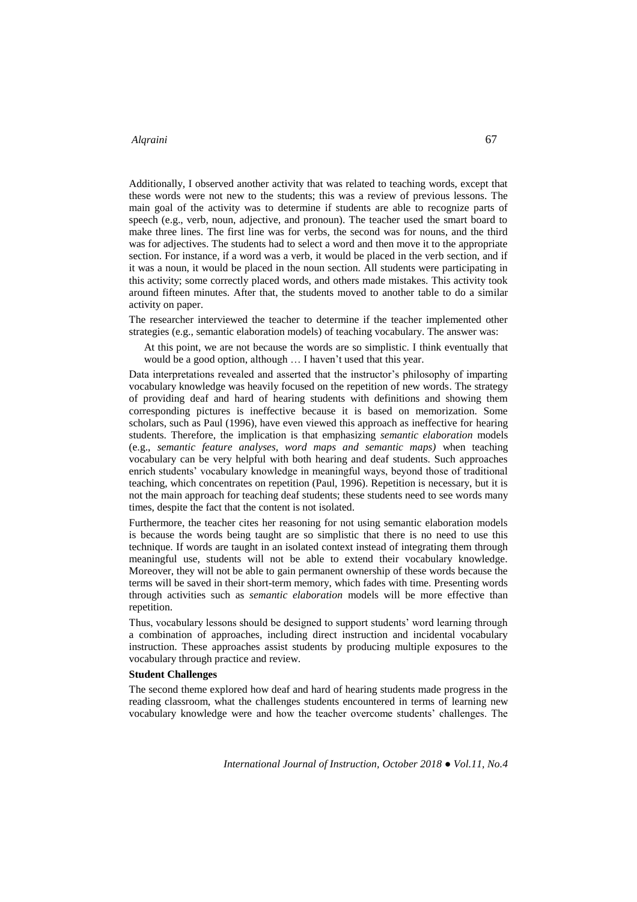Additionally, I observed another activity that was related to teaching words, except that these words were not new to the students; this was a review of previous lessons. The main goal of the activity was to determine if students are able to recognize parts of speech (e.g., verb, noun, adjective, and pronoun). The teacher used the smart board to make three lines. The first line was for verbs, the second was for nouns, and the third was for adjectives. The students had to select a word and then move it to the appropriate section. For instance, if a word was a verb, it would be placed in the verb section, and if it was a noun, it would be placed in the noun section. All students were participating in this activity; some correctly placed words, and others made mistakes. This activity took around fifteen minutes. After that, the students moved to another table to do a similar activity on paper.

The researcher interviewed the teacher to determine if the teacher implemented other strategies (e.g., semantic elaboration models) of teaching vocabulary. The answer was:

> At this point, we are not because the words are so simplistic. I think eventually that would be a good option, although … I haven't used that this year.

Data interpretations revealed and asserted that the instructor's philosophy of imparting vocabulary knowledge was heavily focused on the repetition of new words. The strategy of providing deaf and hard of hearing students with definitions and showing them corresponding pictures is ineffective because it is based on memorization. Some scholars, such as Paul (1996), have even viewed this approach as ineffective for hearing students. Therefore, the implication is that emphasizing *semantic elaboration* models (e.g., *semantic feature analyses, word maps and semantic maps)* when teaching vocabulary can be very helpful with both hearing and deaf students. Such approaches enrich students' vocabulary knowledge in meaningful ways, beyond those of traditional teaching, which concentrates on repetition (Paul, 1996). Repetition is necessary, but it is not the main approach for teaching deaf students; these students need to see words many times, despite the fact that the content is not isolated.

Furthermore, the teacher cites her reasoning for not using semantic elaboration models is because the words being taught are so simplistic that there is no need to use this technique. If words are taught in an isolated context instead of integrating them through meaningful use, students will not be able to extend their vocabulary knowledge. Moreover, they will not be able to gain permanent ownership of these words because the terms will be saved in their short-term memory, which fades with time. Presenting words through activities such as *semantic elaboration* models will be more effective than repetition.

Thus, vocabulary lessons should be designed to support students' word learning through a combination of approaches, including direct instruction and incidental vocabulary instruction. These approaches assist students by producing multiple exposures to the vocabulary through practice and review.

**Student Challenges**

The second theme explored how deaf and hard of hearing students made progress in the reading classroom, what the challenges students encountered in terms of learning new vocabulary knowledge were and how the teacher overcome students' challenges. The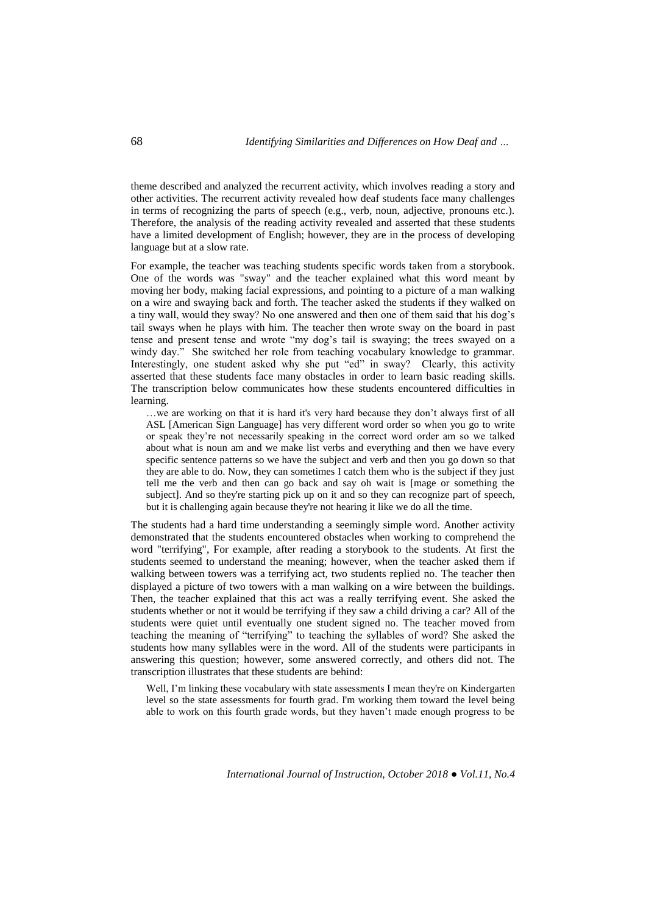theme described and analyzed the recurrent activity, which involves reading a story and other activities. The recurrent activity revealed how deaf students face many challenges in terms of recognizing the parts of speech (e.g., verb, noun, adjective, pronouns etc.). Therefore, the analysis of the reading activity revealed and asserted that these students have a limited development of English; however, they are in the process of developing language but at a slow rate.

For example, the teacher was teaching students specific words taken from a storybook. One of the words was "sway" and the teacher explained what this word meant by moving her body, making facial expressions, and pointing to a picture of a man walking on a wire and swaying back and forth. The teacher asked the students if they walked on a tiny wall, would they sway? No one answered and then one of them said that his dog's tail sways when he plays with him. The teacher then wrote sway on the board in past tense and present tense and wrote "my dog's tail is swaying; the trees swayed on a windy day." She switched her role from teaching vocabulary knowledge to grammar. Interestingly, one student asked why she put "ed" in sway? Clearly, this activity asserted that these students face many obstacles in order to learn basic reading skills. The transcription below communicates how these students encountered difficulties in learning.

> …we are working on that it is hard it's very hard because they don't always first of all ASL [American Sign Language] has very different word order so when you go to write or speak they're not necessarily speaking in the correct word order am so we talked about what is noun am and we make list verbs and everything and then we have every specific sentence patterns so we have the subject and verb and then you go down so that they are able to do. Now, they can sometimes I catch them who is the subject if they just tell me the verb and then can go back and say oh wait is [mage or something the subject]. And so they're starting pick up on it and so they can recognize part of speech, but it is challenging again because they're not hearing it like we do all the time.

The students had a hard time understanding a seemingly simple word. Another activity demonstrated that the students encountered obstacles when working to comprehend the word "terrifying", For example, after reading a storybook to the students. At first the students seemed to understand the meaning; however, when the teacher asked them if walking between towers was a terrifying act, two students replied no. The teacher then displayed a picture of two towers with a man walking on a wire between the buildings. Then, the teacher explained that this act was a really terrifying event. She asked the students whether or not it would be terrifying if they saw a child driving a car? All of the students were quiet until eventually one student signed no. The teacher moved from teaching the meaning of "terrifying" to teaching the syllables of word? She asked the students how many syllables were in the word. All of the students were participants in answering this question; however, some answered correctly, and others did not. The transcription illustrates that these students are behind:

> Well, I'm linking these vocabulary with state assessments I mean they're on Kindergarten level so the state assessments for fourth grad. I'm working them toward the level being able to work on this fourth grade words, but they haven't made enough progress to be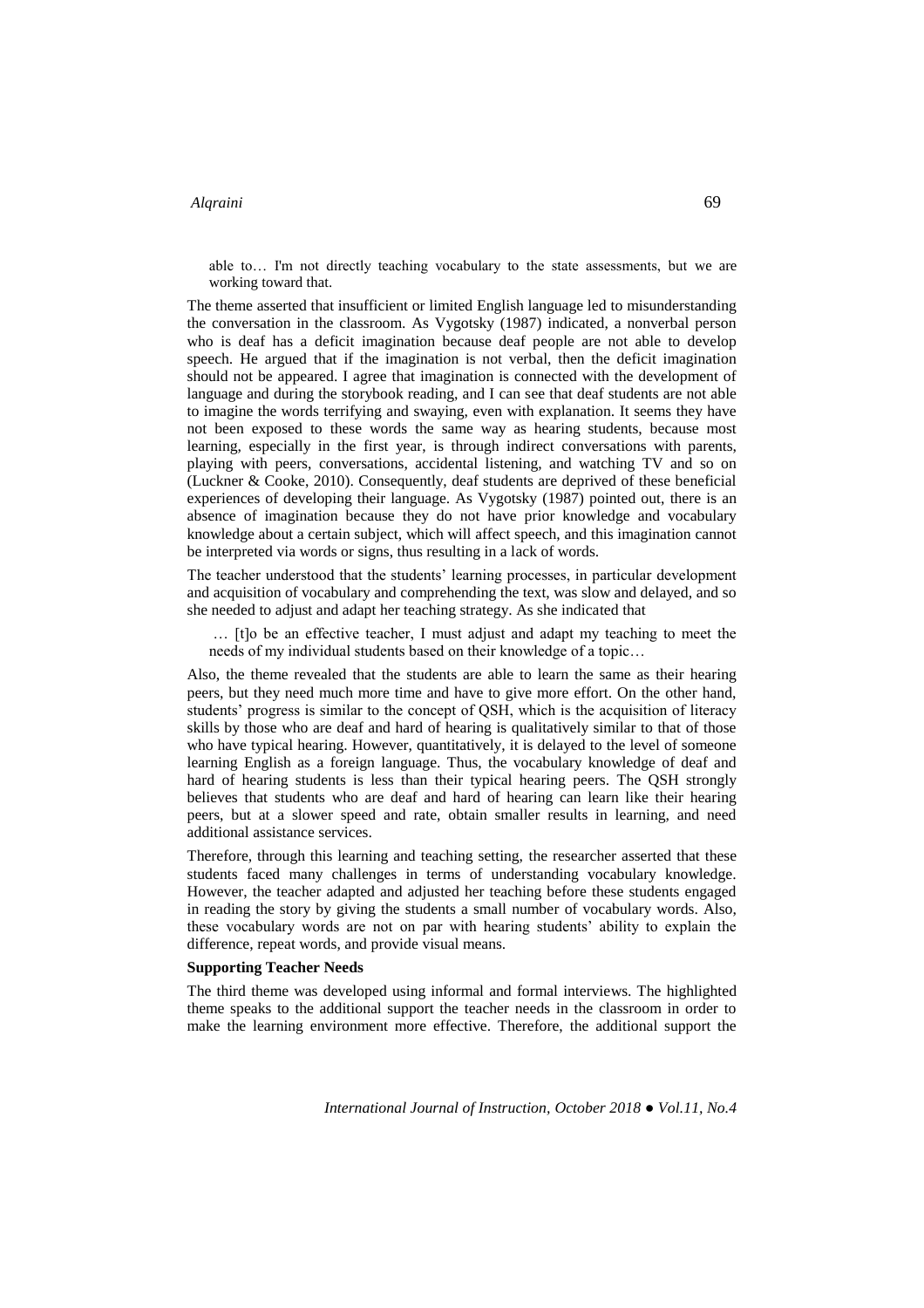> able to… I'm not directly teaching vocabulary to the state assessments, but we are working toward that.

The theme asserted that insufficient or limited English language led to misunderstanding the conversation in the classroom. As Vygotsky (1987) indicated, a nonverbal person who is deaf has a deficit imagination because deaf people are not able to develop speech. He argued that if the imagination is not verbal, then the deficit imagination should not be appeared. I agree that imagination is connected with the development of language and during the storybook reading, and I can see that deaf students are not able to imagine the words terrifying and swaying, even with explanation. It seems they have not been exposed to these words the same way as hearing students, because most learning, especially in the first year, is through indirect conversations with parents, playing with peers, conversations, accidental listening, and watching TV and so on (Luckner & Cooke, 2010). Consequently, deaf students are deprived of these beneficial experiences of developing their language. As Vygotsky (1987) pointed out, there is an absence of imagination because they do not have prior knowledge and vocabulary knowledge about a certain subject, which will affect speech, and this imagination cannot be interpreted via words or signs, thus resulting in a lack of words.

The teacher understood that the students' learning processes, in particular development and acquisition of vocabulary and comprehending the text, was slow and delayed, and so she needed to adjust and adapt her teaching strategy. As she indicated that

> … [t]o be an effective teacher, I must adjust and adapt my teaching to meet the needs of my individual students based on their knowledge of a topic…

Also, the theme revealed that the students are able to learn the same as their hearing peers, but they need much more time and have to give more effort. On the other hand, students' progress is similar to the concept of QSH, which is the acquisition of literacy skills by those who are deaf and hard of hearing is qualitatively similar to that of those who have typical hearing. However, quantitatively, it is delayed to the level of someone learning English as a foreign language. Thus, the vocabulary knowledge of deaf and hard of hearing students is less than their typical hearing peers. The QSH strongly believes that students who are deaf and hard of hearing can learn like their hearing peers, but at a slower speed and rate, obtain smaller results in learning, and need additional assistance services.

Therefore, through this learning and teaching setting, the researcher asserted that these students faced many challenges in terms of understanding vocabulary knowledge. However, the teacher adapted and adjusted her teaching before these students engaged in reading the story by giving the students a small number of vocabulary words. Also, these vocabulary words are not on par with hearing students' ability to explain the difference, repeat words, and provide visual means.

**Supporting Teacher Needs**

The third theme was developed using informal and formal interviews. The highlighted theme speaks to the additional support the teacher needs in the classroom in order to make the learning environment more effective. Therefore, the additional support the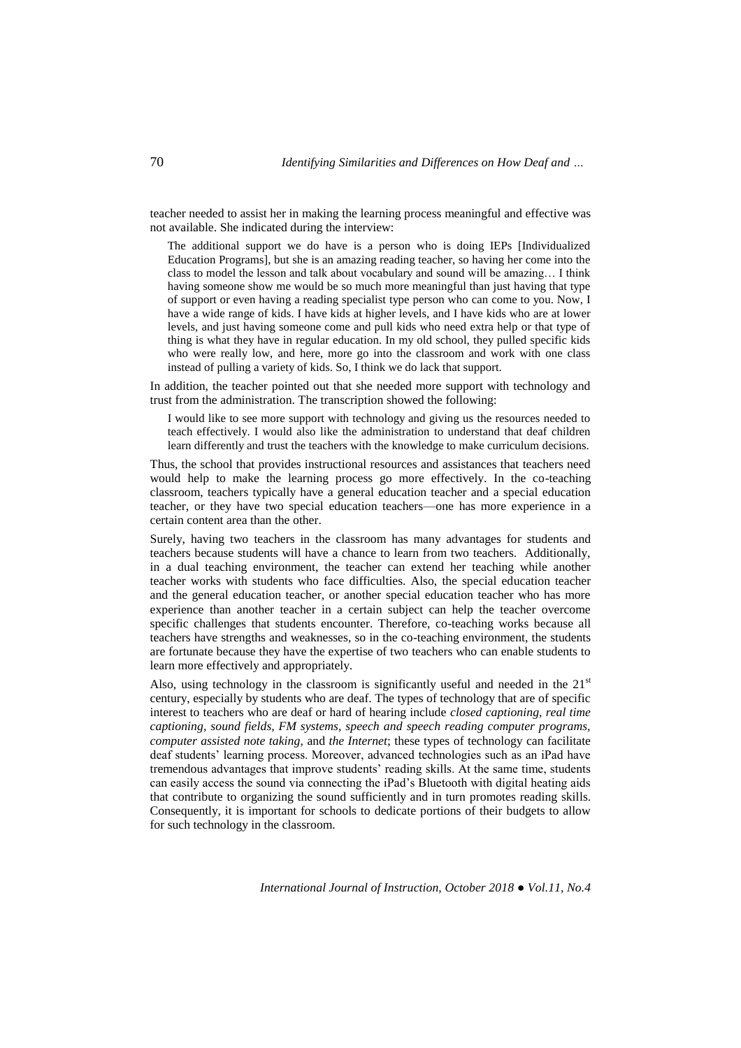teacher needed to assist her in making the learning process meaningful and effective was not available. She indicated during the interview:

> The additional support we do have is a person who is doing IEPs [Individualized Education Programs], but she is an amazing reading teacher, so having her come into the class to model the lesson and talk about vocabulary and sound will be amazing… I think having someone show me would be so much more meaningful than just having that type of support or even having a reading specialist type person who can come to you. Now, I have a wide range of kids. I have kids at higher levels, and I have kids who are at lower levels, and just having someone come and pull kids who need extra help or that type of thing is what they have in regular education. In my old school, they pulled specific kids who were really low, and here, more go into the classroom and work with one class instead of pulling a variety of kids. So, I think we do lack that support.

In addition, the teacher pointed out that she needed more support with technology and trust from the administration. The transcription showed the following:

> I would like to see more support with technology and giving us the resources needed to teach effectively. I would also like the administration to understand that deaf children learn differently and trust the teachers with the knowledge to make curriculum decisions.

Thus, the school that provides instructional resources and assistances that teachers need would help to make the learning process go more effectively. In the co-teaching classroom, teachers typically have a general education teacher and a special education teacher, or they have two special education teachers—one has more experience in a certain content area than the other.

Surely, having two teachers in the classroom has many advantages for students and teachers because students will have a chance to learn from two teachers. Additionally, in a dual teaching environment, the teacher can extend her teaching while another teacher works with students who face difficulties. Also, the special education teacher and the general education teacher, or another special education teacher who has more experience than another teacher in a certain subject can help the teacher overcome specific challenges that students encounter. Therefore, co-teaching works because all teachers have strengths and weaknesses, so in the co-teaching environment, the students are fortunate because they have the expertise of two teachers who can enable students to learn more effectively and appropriately.

Also, using technology in the classroom is significantly useful and needed in the 21st century, especially by students who are deaf. The types of technology that are of specific interest to teachers who are deaf or hard of hearing include *closed captioning, real time captioning, sound fields, FM systems, speech and speech reading computer programs, computer assisted note taking,* and *the Internet*; these types of technology can facilitate deaf students' learning process. Moreover, advanced technologies such as an iPad have tremendous advantages that improve students' reading skills. At the same time, students can easily access the sound via connecting the iPad's Bluetooth with digital heating aids that contribute to organizing the sound sufficiently and in turn promotes reading skills. Consequently, it is important for schools to dedicate portions of their budgets to allow for such technology in the classroom.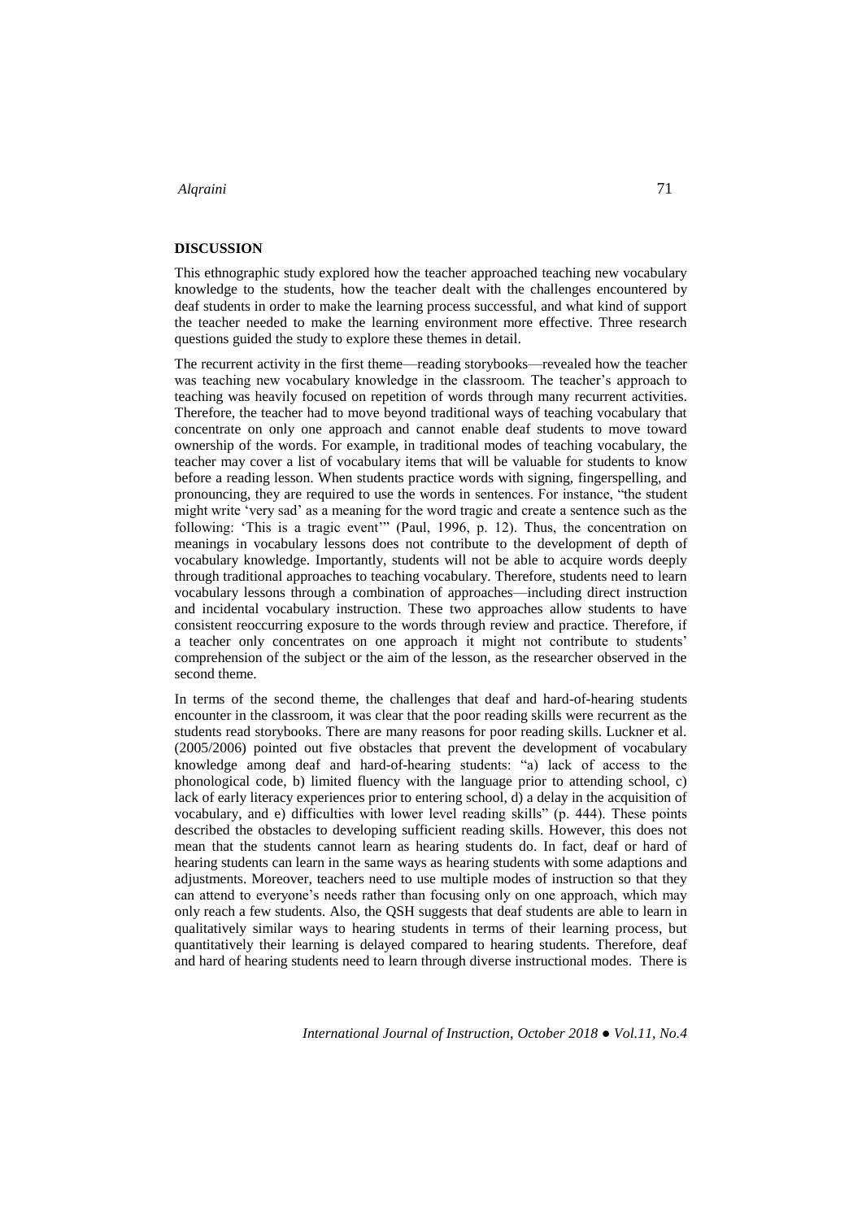## DISCUSSION

This ethnographic study explored how the teacher approached teaching new vocabulary knowledge to the students, how the teacher dealt with the challenges encountered by deaf students in order to make the learning process successful, and what kind of support the teacher needed to make the learning environment more effective. Three research questions guided the study to explore these themes in detail.

The recurrent activity in the first theme—reading storybooks—revealed how the teacher was teaching new vocabulary knowledge in the classroom. The teacher's approach to teaching was heavily focused on repetition of words through many recurrent activities. Therefore, the teacher had to move beyond traditional ways of teaching vocabulary that concentrate on only one approach and cannot enable deaf students to move toward ownership of the words. For example, in traditional modes of teaching vocabulary, the teacher may cover a list of vocabulary items that will be valuable for students to know before a reading lesson. When students practice words with signing, fingerspelling, and pronouncing, they are required to use the words in sentences. For instance, "the student might write 'very sad' as a meaning for the word tragic and create a sentence such as the following: 'This is a tragic event'" (Paul, 1996, p. 12). Thus, the concentration on meanings in vocabulary lessons does not contribute to the development of depth of vocabulary knowledge. Importantly, students will not be able to acquire words deeply through traditional approaches to teaching vocabulary. Therefore, students need to learn vocabulary lessons through a combination of approaches—including direct instruction and incidental vocabulary instruction. These two approaches allow students to have consistent reoccurring exposure to the words through review and practice. Therefore, if a teacher only concentrates on one approach it might not contribute to students' comprehension of the subject or the aim of the lesson, as the researcher observed in the second theme.

In terms of the second theme, the challenges that deaf and hard-of-hearing students encounter in the classroom, it was clear that the poor reading skills were recurrent as the students read storybooks. There are many reasons for poor reading skills. Luckner et al. (2005/2006) pointed out five obstacles that prevent the development of vocabulary knowledge among deaf and hard-of-hearing students: "a) lack of access to the phonological code, b) limited fluency with the language prior to attending school, c) lack of early literacy experiences prior to entering school, d) a delay in the acquisition of vocabulary, and e) difficulties with lower level reading skills" (p. 444). These points described the obstacles to developing sufficient reading skills. However, this does not mean that the students cannot learn as hearing students do. In fact, deaf or hard of hearing students can learn in the same ways as hearing students with some adaptions and adjustments. Moreover, teachers need to use multiple modes of instruction so that they can attend to everyone's needs rather than focusing only on one approach, which may only reach a few students. Also, the QSH suggests that deaf students are able to learn in qualitatively similar ways to hearing students in terms of their learning process, but quantitatively their learning is delayed compared to hearing students. Therefore, deaf and hard of hearing students need to learn through diverse instructional modes. There is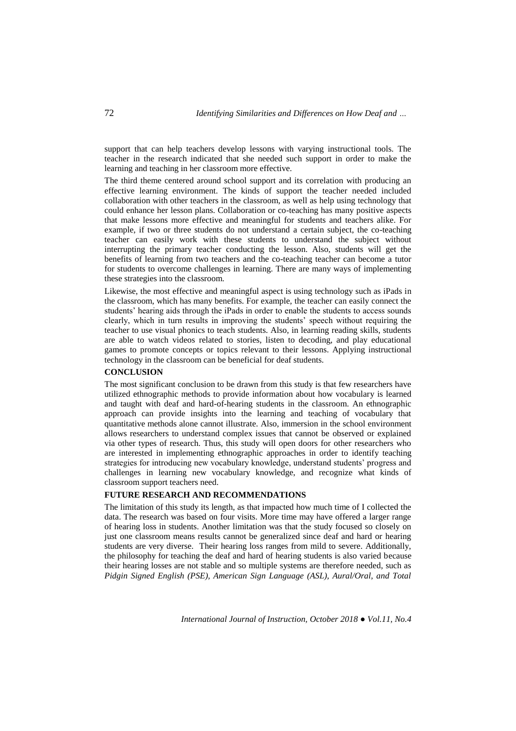support that can help teachers develop lessons with varying instructional tools. The teacher in the research indicated that she needed such support in order to make the learning and teaching in her classroom more effective.

The third theme centered around school support and its correlation with producing an effective learning environment. The kinds of support the teacher needed included collaboration with other teachers in the classroom, as well as help using technology that could enhance her lesson plans. Collaboration or co-teaching has many positive aspects that make lessons more effective and meaningful for students and teachers alike. For example, if two or three students do not understand a certain subject, the co-teaching teacher can easily work with these students to understand the subject without interrupting the primary teacher conducting the lesson. Also, students will get the benefits of learning from two teachers and the co-teaching teacher can become a tutor for students to overcome challenges in learning. There are many ways of implementing these strategies into the classroom.

Likewise, the most effective and meaningful aspect is using technology such as iPads in the classroom, which has many benefits. For example, the teacher can easily connect the students' hearing aids through the iPads in order to enable the students to access sounds clearly, which in turn results in improving the students' speech without requiring the teacher to use visual phonics to teach students. Also, in learning reading skills, students are able to watch videos related to stories, listen to decoding, and play educational games to promote concepts or topics relevant to their lessons. Applying instructional technology in the classroom can be beneficial for deaf students.

## CONCLUSION

The most significant conclusion to be drawn from this study is that few researchers have utilized ethnographic methods to provide information about how vocabulary is learned and taught with deaf and hard-of-hearing students in the classroom. An ethnographic approach can provide insights into the learning and teaching of vocabulary that quantitative methods alone cannot illustrate. Also, immersion in the school environment allows researchers to understand complex issues that cannot be observed or explained via other types of research. Thus, this study will open doors for other researchers who are interested in implementing ethnographic approaches in order to identify teaching strategies for introducing new vocabulary knowledge, understand students' progress and challenges in learning new vocabulary knowledge, and recognize what kinds of classroom support teachers need.

## FUTURE RESEARCH AND RECOMMENDATIONS

The limitation of this study its length, as that impacted how much time of I collected the data. The research was based on four visits. More time may have offered a larger range of hearing loss in students. Another limitation was that the study focused so closely on just one classroom means results cannot be generalized since deaf and hard or hearing students are very diverse. Their hearing loss ranges from mild to severe. Additionally, the philosophy for teaching the deaf and hard of hearing students is also varied because their hearing losses are not stable and so multiple systems are therefore needed, such as *Pidgin Signed English (PSE), American Sign Language (ASL), Aural/Oral, and Total*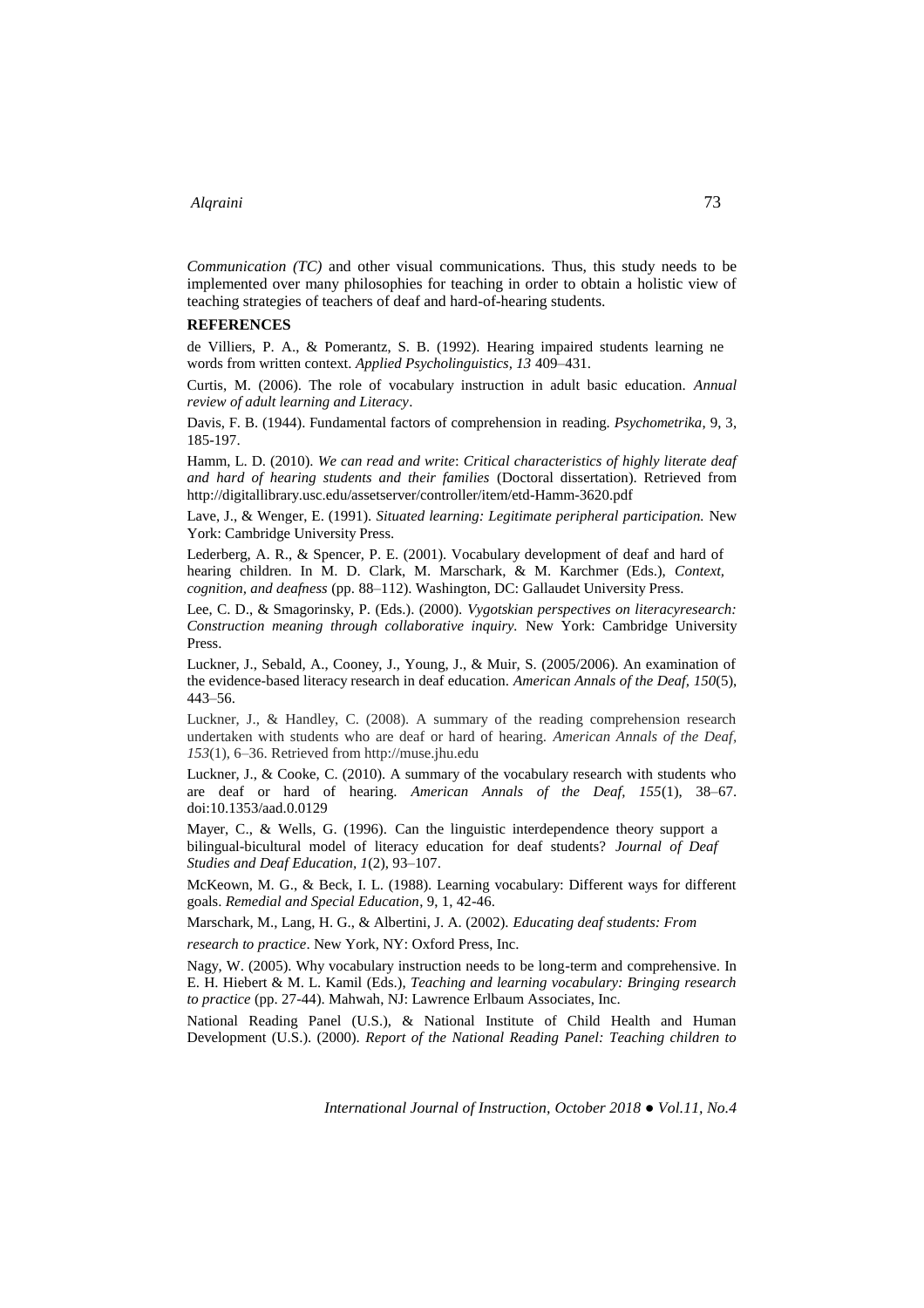*Communication (TC)* and other visual communications. Thus, this study needs to be implemented over many philosophies for teaching in order to obtain a holistic view of teaching strategies of teachers of deaf and hard-of-hearing students.

**REFERENCES**

de Villiers, P. A., & Pomerantz, S. B. (1992). Hearing impaired students learning ne words from written context. *Applied Psycholinguistics, 13* 409–431.

Curtis, M. (2006). The role of vocabulary instruction in adult basic education. *Annual review of adult learning and Literacy*.

Davis, F. B. (1944). Fundamental factors of comprehension in reading. *Psychometrika*, 9, 3, 185-197.

Hamm, L. D. (2010). *We can read and write*: *Critical characteristics of highly literate deaf and hard of hearing students and their families* (Doctoral dissertation). Retrieved from http://digitallibrary.usc.edu/assetserver/controller/item/etd-Hamm-3620.pdf

Lave, J., & Wenger, E. (1991). *Situated learning: Legitimate peripheral participation.* New York: Cambridge University Press.

Lederberg, A. R., & Spencer, P. E. (2001). Vocabulary development of deaf and hard of hearing children. In M. D. Clark, M. Marschark, & M. Karchmer (Eds.), *Context, cognition, and deafness* (pp. 88–112). Washington, DC: Gallaudet University Press.

Lee, C. D., & Smagorinsky, P. (Eds.). (2000). *Vygotskian perspectives on literacyresearch: Construction meaning through collaborative inquiry.* New York: Cambridge University Press.

Luckner, J., Sebald, A., Cooney, J., Young, J., & Muir, S. (2005/2006). An examination of the evidence-based literacy research in deaf education. *American Annals of the Deaf, 150*(5), 443–56.

Luckner, J., & Handley, C. (2008). A summary of the reading comprehension research undertaken with students who are deaf or hard of hearing. *American Annals of the Deaf, 153*(1), 6–36. Retrieved from http://muse.jhu.edu

Luckner, J., & Cooke, C. (2010). A summary of the vocabulary research with students who are deaf or hard of hearing. *American Annals of the Deaf, 155*(1), 38–67. doi:10.1353/aad.0.0129

Mayer, C., & Wells, G. (1996). Can the linguistic interdependence theory support a bilingual-bicultural model of literacy education for deaf students? *Journal of Deaf Studies and Deaf Education, 1*(2), 93–107.

McKeown, M. G., & Beck, I. L. (1988). Learning vocabulary: Different ways for different goals. *Remedial and Special Education*, 9, 1, 42-46.

Marschark, M., Lang, H. G., & Albertini, J. A. (2002). *Educating deaf students: From research to practice*. New York, NY: Oxford Press, Inc.

Nagy, W. (2005). Why vocabulary instruction needs to be long-term and comprehensive. In E. H. Hiebert & M. L. Kamil (Eds.), *Teaching and learning vocabulary: Bringing research to practice* (pp. 27-44). Mahwah, NJ: Lawrence Erlbaum Associates, Inc.

National Reading Panel (U.S.), & National Institute of Child Health and Human Development (U.S.). (2000). *Report of the National Reading Panel: Teaching children to*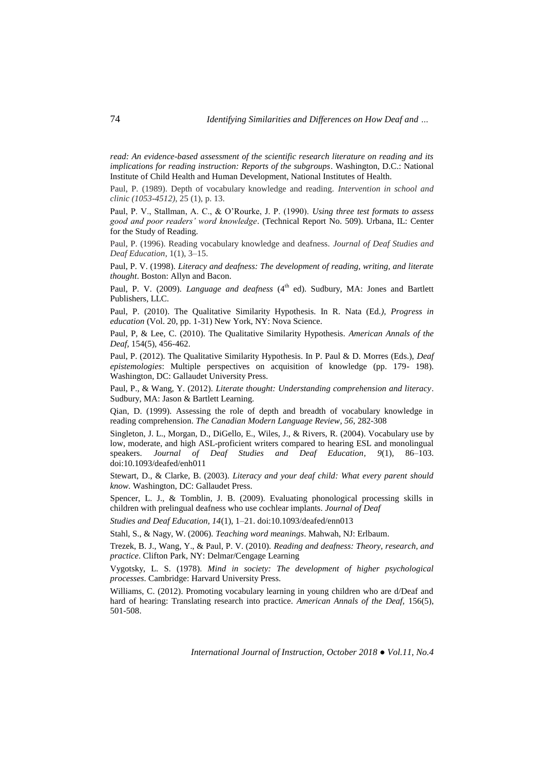*read: An evidence-based assessment of the scientific research literature on reading and its implications for reading instruction: Reports of the subgroups*. Washington, D.C.: National Institute of Child Health and Human Development, National Institutes of Health.

Paul, P. (1989). Depth of vocabulary knowledge and reading. *Intervention in school and clinic (1053-4512)*, 25 (1), p. 13.

Paul, P. V., Stallman, A. C., & O'Rourke, J. P. (1990). *Using three test formats to assess good and poor readers' word knowledge*. (Technical Report No. 509). Urbana, IL: Center for the Study of Reading.

Paul, P. (1996). Reading vocabulary knowledge and deafness. *Journal of Deaf Studies and Deaf Education*, 1(1), 3–15.

Paul, P. V. (1998). *Literacy and deafness: The development of reading, writing, and literate thought*. Boston: Allyn and Bacon.

Paul, P. V. (2009). *Language and deafness* (4th ed). Sudbury, MA: Jones and Bartlett Publishers, LLC.

Paul, P. (2010). The Qualitative Similarity Hypothesis. In R. Nata (Ed.*)*, *Progress in education* (Vol. 20, pp. 1-31) New York, NY: Nova Science.

Paul, P, & Lee, C. (2010). The Qualitative Similarity Hypothesis. *American Annals of the Deaf,* 154(5), 456-462.

Paul, P. (2012). The Qualitative Similarity Hypothesis. In P. Paul & D. Morres (Eds.), *Deaf epistemologies*: Multiple perspectives on acquisition of knowledge (pp. 179- 198). Washington, DC: Gallaudet University Press.

Paul, P., & Wang, Y. (2012). *Literate thought: Understanding comprehension and literacy*. Sudbury, MA: Jason & Bartlett Learning.

Qian, D. (1999). Assessing the role of depth and breadth of vocabulary knowledge in reading comprehension. *The Canadian Modern Language Review, 56*, 282-308

Singleton, J. L., Morgan, D., DiGello, E., Wiles, J., & Rivers, R. (2004). Vocabulary use by low, moderate, and high ASL-proficient writers compared to hearing ESL and monolingual speakers. *Journal of Deaf Studies and Deaf Education*, *9*(1), 86–103. doi:10.1093/deafed/enh011

Stewart, D., & Clarke, B. (2003). *Literacy and your deaf child: What every parent should know.* Washington, DC: Gallaudet Press.

Spencer, L. J., & Tomblin, J. B. (2009). Evaluating phonological processing skills in children with prelingual deafness who use cochlear implants. *Journal of Deaf Studies and Deaf Education*, *14*(1), 1–21. doi:10.1093/deafed/enn013

Stahl, S., & Nagy, W. (2006). *Teaching word meanings*. Mahwah, NJ: Erlbaum.

Trezek, B. J., Wang, Y., & Paul, P. V. (2010). *Reading and deafness: Theory, research, and practice*. Clifton Park, NY: Delmar/Cengage Learning

Vygotsky, L. S. (1978). *Mind in society: The development of higher psychological processes*. Cambridge: Harvard University Press.

Williams, C. (2012). Promoting vocabulary learning in young children who are d/Deaf and hard of hearing: Translating research into practice. *American Annals of the Deaf*, 156(5), 501-508.